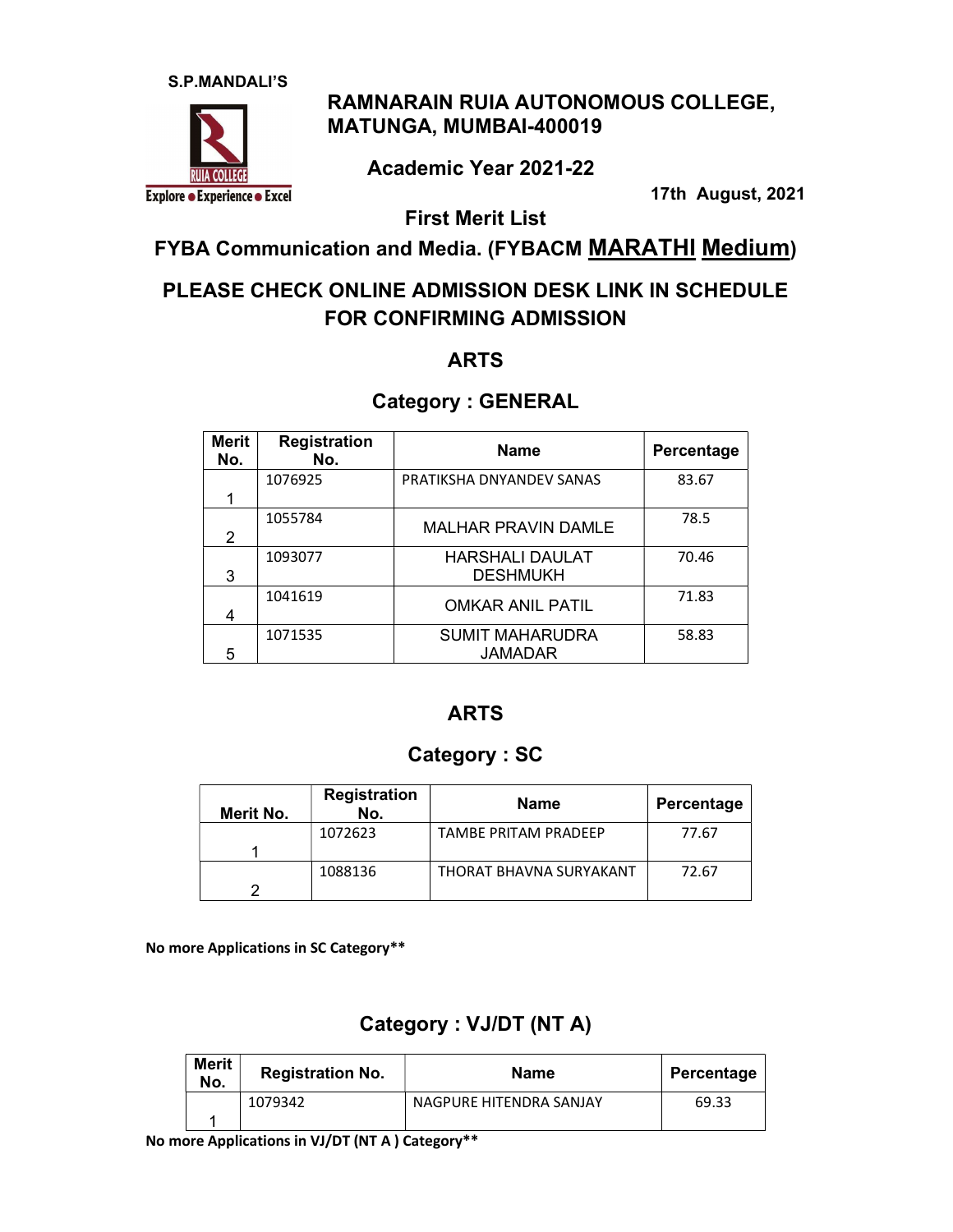S.P.MANDALI'S

# RAMNARAIN RUIA AUTONOMOUS COLLEGE, MATUNGA, MUMBAI-400019

RUIA COLLEGE
Explore ● Experience ● Excel

## Academic Year 2021-22

17th August, 2021

## First Merit List

## FYBA Communication and Media. (FYBACM MARATHI Medium)

## PLEASE CHECK ONLINE ADMISSION DESK LINK IN SCHEDULE FOR CONFIRMING ADMISSION

### ARTS

### Category : GENERAL

| Merit No. | Registration No. | Name | Percentage |
|---|---|---|---|
| 1 | 1076925 | PRATIKSHA DNYANDEV SANAS | 83.67 |
| 2 | 1055784 | MALHAR PRAVIN DAMLE | 78.5 |
| 3 | 1093077 | HARSHALI DAULAT DESHMUKH | 70.46 |
| 4 | 1041619 | OMKAR ANIL PATIL | 71.83 |
| 5 | 1071535 | SUMIT MAHARUDRA JAMADAR | 58.83 |

### ARTS

### Category : SC

| Merit No. | Registration No. | Name | Percentage |
|---|---|---|---|
| 1 | 1072623 | TAMBE PRITAM PRADEEP | 77.67 |
| 2 | 1088136 | THORAT BHAVNA SURYAKANT | 72.67 |

**No more Applications in SC Category**\***

### Category : VJ/DT (NT A)

| Merit No. | Registration No. | Name | Percentage |
|---|---|---|---|
| 1 | 1079342 | NAGPURE HITENDRA SANJAY | 69.33 |

**No more Applications in VJ/DT (NT A ) Category**\***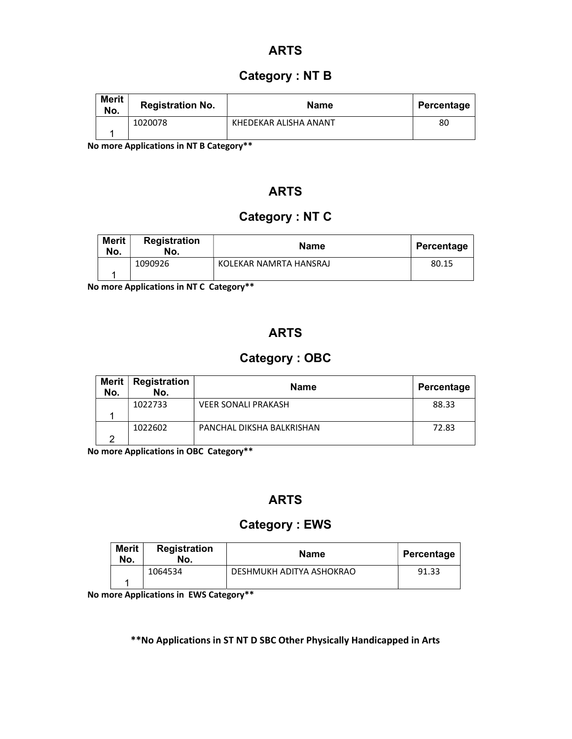## ARTS

### Category : NT B

| Merit No. | Registration No. | Name | Percentage |
|---|---|---|---|
| 1 | 1020078 | KHEDEKAR ALISHA ANANT | 80 |

**No more Applications in NT B Category****

## ARTS

### Category : NT C

| Merit No. | Registration No. | Name | Percentage |
|---|---|---|---|
| 1 | 1090926 | KOLEKAR NAMRTA HANSRAJ | 80.15 |

**No more Applications in NT C Category****

## ARTS

### Category : OBC

| Merit No. | Registration No. | Name | Percentage |
|---|---|---|---|
| 1 | 1022733 | VEER SONALI PRAKASH | 88.33 |
| 2 | 1022602 | PANCHAL DIKSHA BALKRISHAN | 72.83 |

**No more Applications in OBC Category****

## ARTS

### Category : EWS

| Merit No. | Registration No. | Name | Percentage |
|---|---|---|---|
| 1 | 1064534 | DESHMUKH ADITYA ASHOKRAO | 91.33 |

**No more Applications in EWS Category****

****No Applications in ST NT D SBC Other Physically Handicapped in Arts**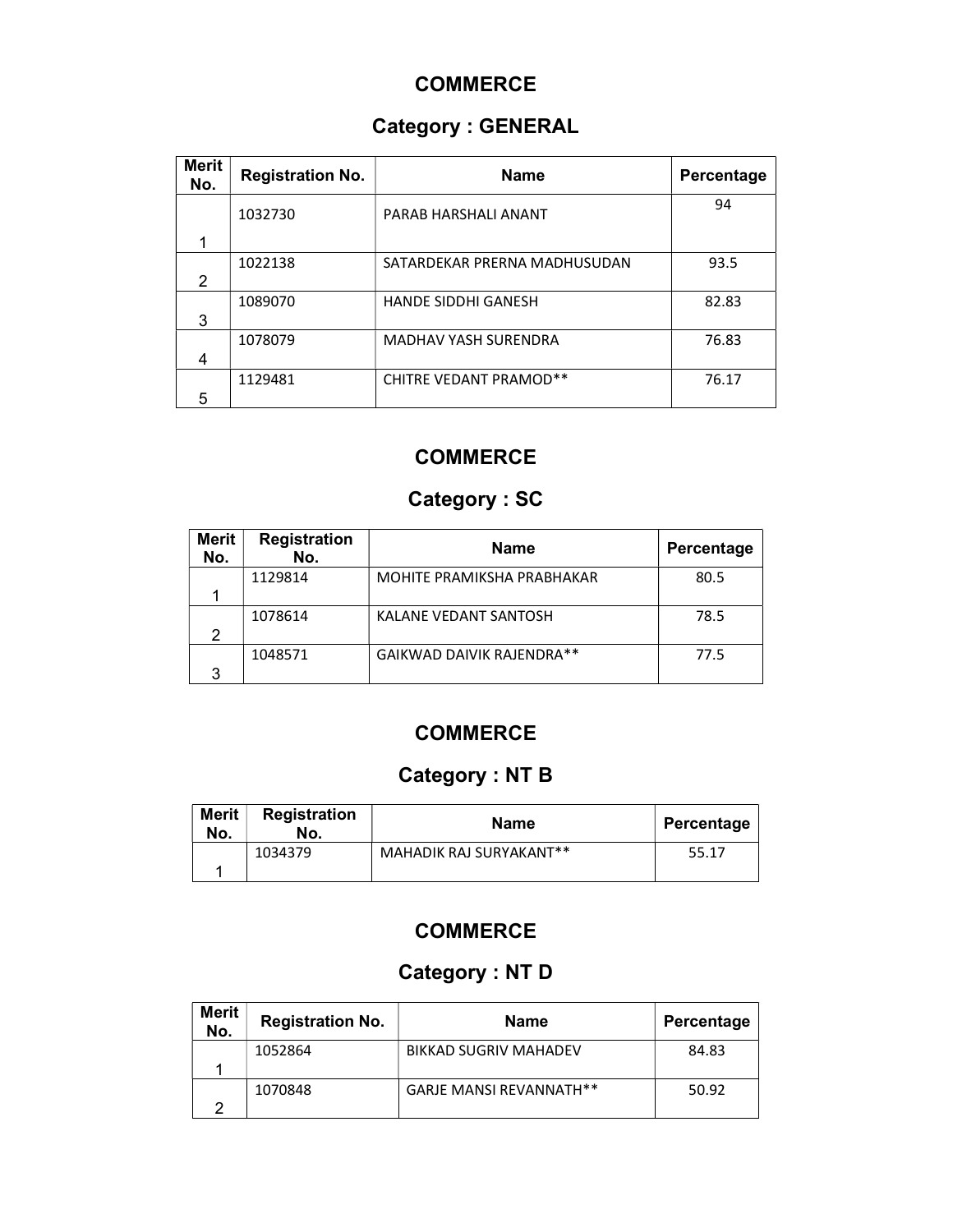## COMMERCE

### Category : GENERAL

| Merit No. | Registration No. | Name | Percentage |
|---|---|---|---|
| 1 | 1032730 | PARAB HARSHALI ANANT | 94 |
| 2 | 1022138 | SATARDEKAR PRERNA MADHUSUDAN | 93.5 |
| 3 | 1089070 | HANDE SIDDHI GANESH | 82.83 |
| 4 | 1078079 | MADHAV YASH SURENDRA | 76.83 |
| 5 | 1129481 | CHITRE VEDANT PRAMOD** | 76.17 |

## COMMERCE

### Category : SC

| Merit No. | Registration No. | Name | Percentage |
|---|---|---|---|
| 1 | 1129814 | MOHITE PRAMIKSHA PRABHAKAR | 80.5 |
| 2 | 1078614 | KALANE VEDANT SANTOSH | 78.5 |
| 3 | 1048571 | GAIKWAD DAIVIK RAJENDRA** | 77.5 |

## COMMERCE

### Category : NT B

| Merit No. | Registration No. | Name | Percentage |
|---|---|---|---|
| 1 | 1034379 | MAHADIK RAJ SURYAKANT** | 55.17 |

## COMMERCE

### Category : NT D

| Merit No. | Registration No. | Name | Percentage |
|---|---|---|---|
| 1 | 1052864 | BIKKAD SUGRIV MAHADEV | 84.83 |
| 2 | 1070848 | GARJE MANSI REVANNATH** | 50.92 |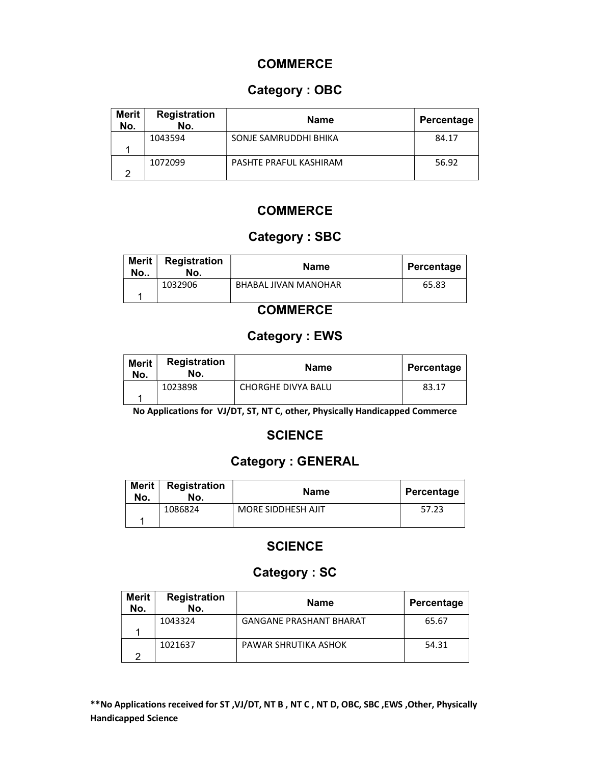## COMMERCE

### Category : OBC

| Merit No. | Registration No. | Name | Percentage |
|---|---|---|---|
| 1 | 1043594 | SONJE SAMRUDDHI BHIKA | 84.17 |
| 2 | 1072099 | PASHTE PRAFUL KASHIRAM | 56.92 |

## COMMERCE

### Category : SBC

| Merit No.. | Registration No. | Name | Percentage |
|---|---|---|---|
| 1 | 1032906 | BHABAL JIVAN MANOHAR | 65.83 |

## COMMERCE

### Category : EWS

| Merit No. | Registration No. | Name | Percentage |
|---|---|---|---|
| 1 | 1023898 | CHORGHE DIVYA BALU | 83.17 |

**No Applications for VJ/DT, ST, NT C, other, Physically Handicapped Commerce**

## SCIENCE

### Category : GENERAL

| Merit No. | Registration No. | Name | Percentage |
|---|---|---|---|
| 1 | 1086824 | MORE SIDDHESH AJIT | 57.23 |

## SCIENCE

### Category : SC

| Merit No. | Registration No. | Name | Percentage |
|---|---|---|---|
| 1 | 1043324 | GANGANE PRASHANT BHARAT | 65.67 |
| 2 | 1021637 | PAWAR SHRUTIKA ASHOK | 54.31 |

**\*\*No Applications received for ST ,VJ/DT, NT B , NT C , NT D, OBC, SBC ,EWS ,Other, Physically Handicapped Science**